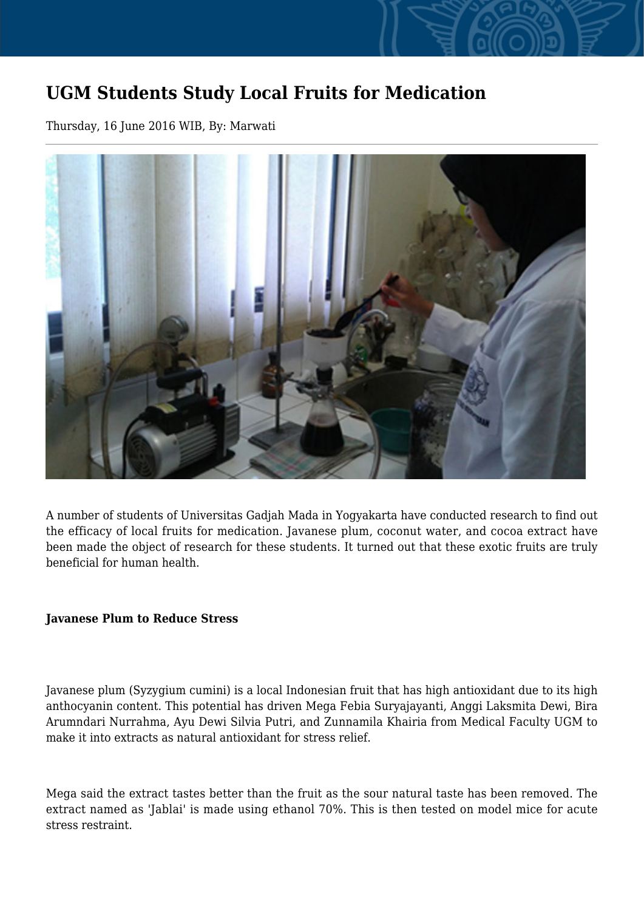# UGM Students Study Local Fruits for Medication

Thursday, 16 June 2016 WIB, By: Marwati

A number of students of Universitas Gadjah Mada in Yogyakarta have conducted research to find out the efficacy of local fruits for medication. Javanese plum, coconut water, and cocoa extract have been made the object of research for these students. It turned out that these exotic fruits are truly beneficial for human health.

**Javanese Plum to Reduce Stress**

Javanese plum (Syzygium cumini) is a local Indonesian fruit that has high antioxidant due to its high anthocyanin content. This potential has driven Mega Febia Suryajayanti, Anggi Laksmita Dewi, Bira Arumndari Nurrahma, Ayu Dewi Silvia Putri, and Zunnamila Khairia from Medical Faculty UGM to make it into extracts as natural antioxidant for stress relief.

Mega said the extract tastes better than the fruit as the sour natural taste has been removed. The extract named as 'Jablai' is made using ethanol 70%. This is then tested on model mice for acute stress restraint.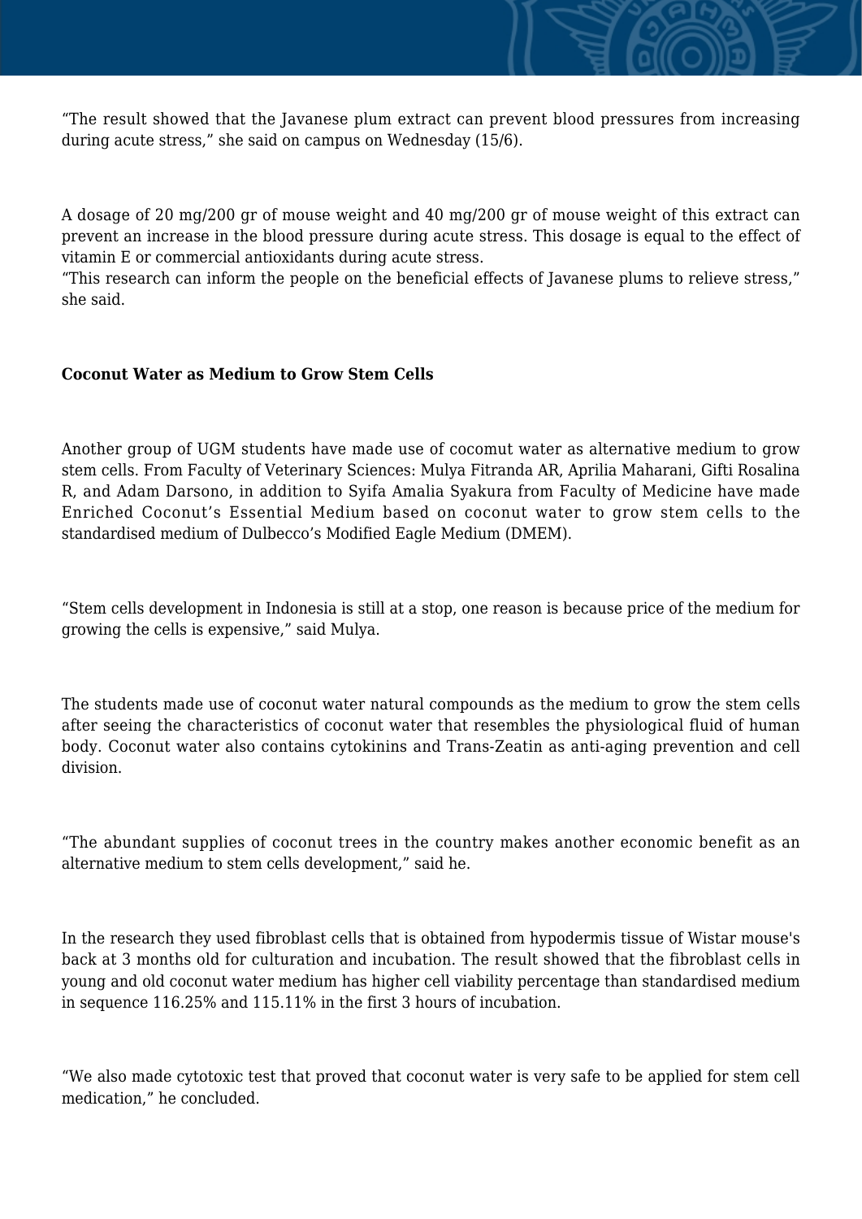“The result showed that the Javanese plum extract can prevent blood pressures from increasing during acute stress,” she said on campus on Wednesday (15/6).

A dosage of 20 mg/200 gr of mouse weight and 40 mg/200 gr of mouse weight of this extract can prevent an increase in the blood pressure during acute stress. This dosage is equal to the effect of vitamin E or commercial antioxidants during acute stress.
“This research can inform the people on the beneficial effects of Javanese plums to relieve stress,” she said.

**Coconut Water as Medium to Grow Stem Cells**

Another group of UGM students have made use of cocomut water as alternative medium to grow stem cells. From Faculty of Veterinary Sciences: Mulya Fitranda AR, Aprilia Maharani, Gifti Rosalina R, and Adam Darsono, in addition to Syifa Amalia Syakura from Faculty of Medicine have made Enriched Coconut’s Essential Medium based on coconut water to grow stem cells to the standardised medium of Dulbecco’s Modified Eagle Medium (DMEM).

“Stem cells development in Indonesia is still at a stop, one reason is because price of the medium for growing the cells is expensive,” said Mulya.

The students made use of coconut water natural compounds as the medium to grow the stem cells after seeing the characteristics of coconut water that resembles the physiological fluid of human body. Coconut water also contains cytokinins and Trans-Zeatin as anti-aging prevention and cell division.

“The abundant supplies of coconut trees in the country makes another economic benefit as an alternative medium to stem cells development,” said he.

In the research they used fibroblast cells that is obtained from hypodermis tissue of Wistar mouse's back at 3 months old for culturation and incubation. The result showed that the fibroblast cells in young and old coconut water medium has higher cell viability percentage than standardised medium in sequence 116.25% and 115.11% in the first 3 hours of incubation.

“We also made cytotoxic test that proved that coconut water is very safe to be applied for stem cell medication,” he concluded.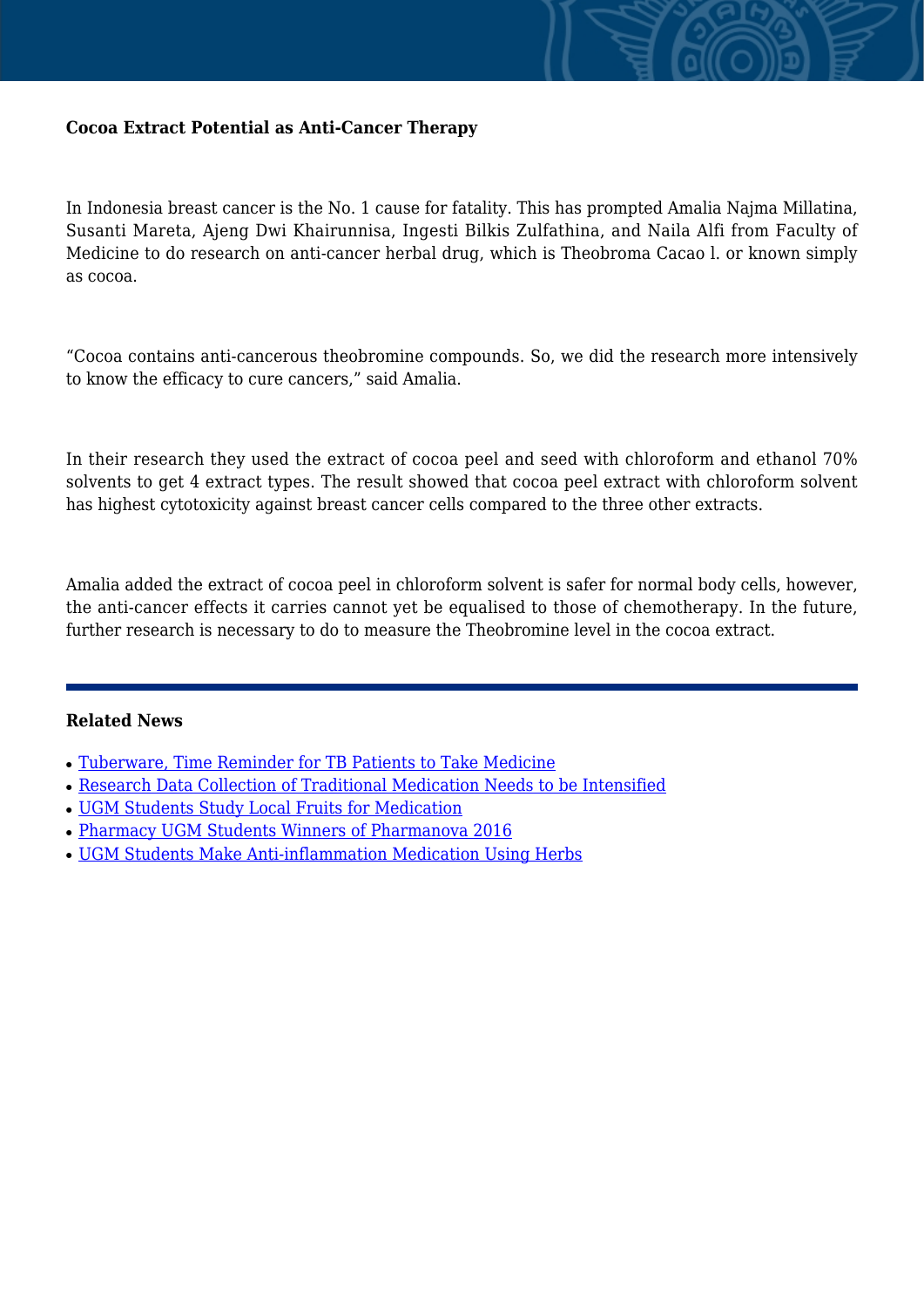**Cocoa Extract Potential as Anti-Cancer Therapy**

In Indonesia breast cancer is the No. 1 cause for fatality. This has prompted Amalia Najma Millatina, Susanti Mareta, Ajeng Dwi Khairunnisa, Ingesti Bilkis Zulfathina, and Naila Alfi from Faculty of Medicine to do research on anti-cancer herbal drug, which is Theobroma Cacao l. or known simply as cocoa.

“Cocoa contains anti-cancerous theobromine compounds. So, we did the research more intensively to know the efficacy to cure cancers,” said Amalia.

In their research they used the extract of cocoa peel and seed with chloroform and ethanol 70% solvents to get 4 extract types. The result showed that cocoa peel extract with chloroform solvent has highest cytotoxicity against breast cancer cells compared to the three other extracts.

Amalia added the extract of cocoa peel in chloroform solvent is safer for normal body cells, however, the anti-cancer effects it carries cannot yet be equalised to those of chemotherapy. In the future, further research is necessary to do to measure the Theobromine level in the cocoa extract.

---

**Related News**

- Tuberware, Time Reminder for TB Patients to Take Medicine
- Research Data Collection of Traditional Medication Needs to be Intensified
- UGM Students Study Local Fruits for Medication
- Pharmacy UGM Students Winners of Pharmanova 2016
- UGM Students Make Anti-inflammation Medication Using Herbs